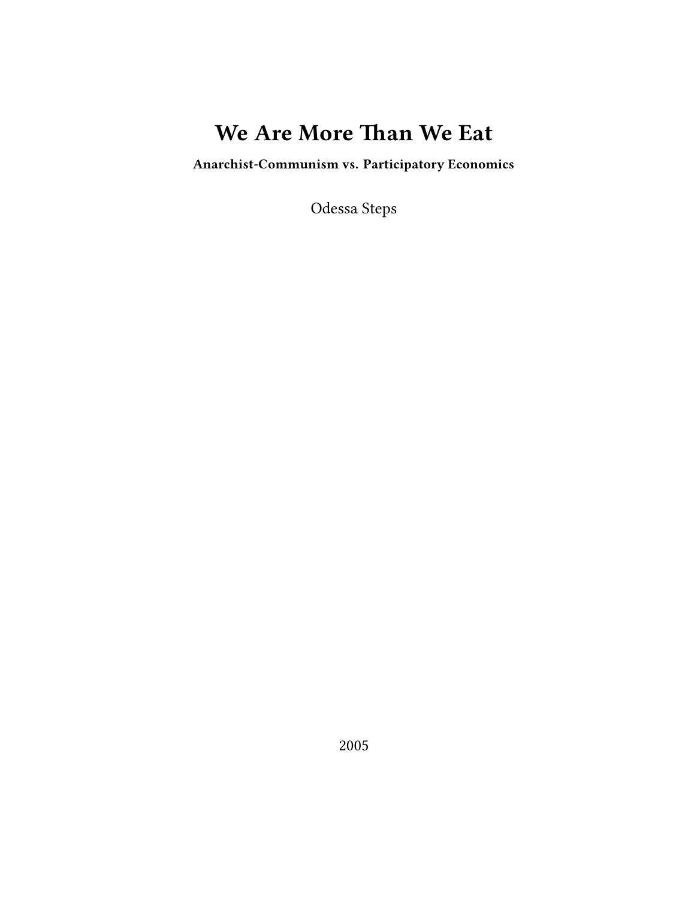# We Are More Than We Eat

**Anarchist-Communism vs. Participatory Economics**

Odessa Steps

2005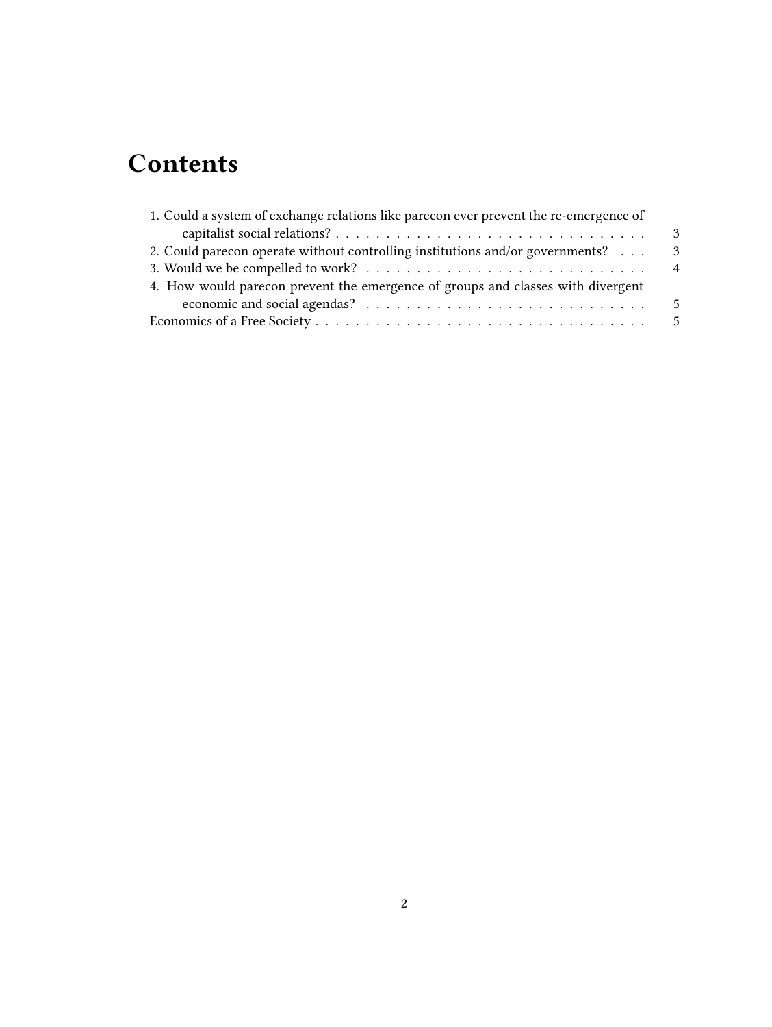# Contents

1. Could a system of exchange relations like parecon ever prevent the re-emergence of capitalist social relations? . . . 3
2. Could parecon operate without controlling institutions and/or governments? . . . 3
3. Would we be compelled to work? . . . 4
4. How would parecon prevent the emergence of groups and classes with divergent economic and social agendas? . . . 5

Economics of a Free Society . . . 5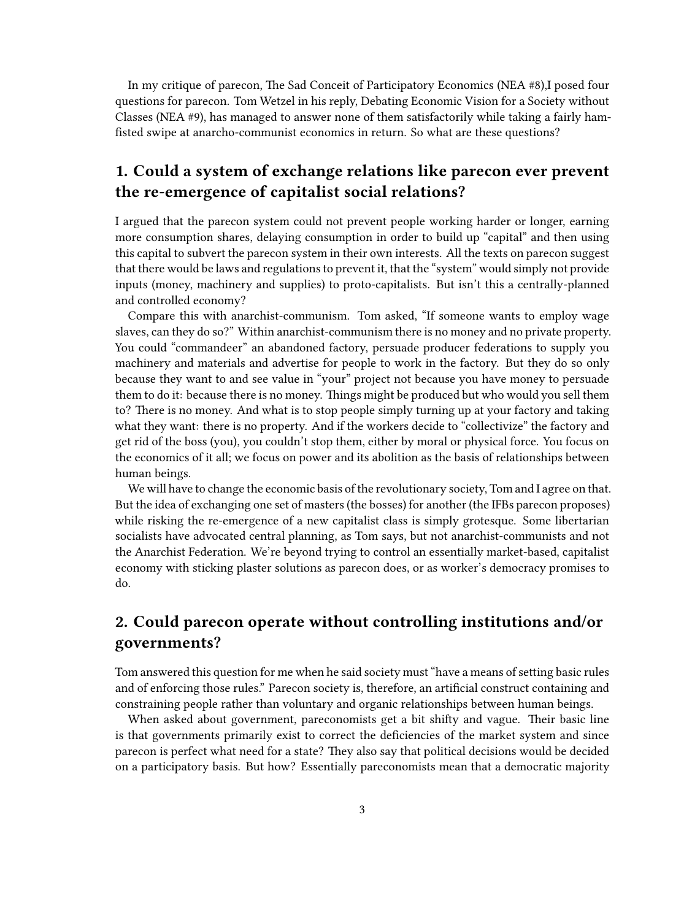In my critique of parecon, The Sad Conceit of Participatory Economics (NEA #8),I posed four questions for parecon. Tom Wetzel in his reply, Debating Economic Vision for a Society without Classes (NEA #9), has managed to answer none of them satisfactorily while taking a fairly ham-fisted swipe at anarcho-communist economics in return. So what are these questions?

## 1. Could a system of exchange relations like parecon ever prevent the re-emergence of capitalist social relations?

I argued that the parecon system could not prevent people working harder or longer, earning more consumption shares, delaying consumption in order to build up "capital" and then using this capital to subvert the parecon system in their own interests. All the texts on parecon suggest that there would be laws and regulations to prevent it, that the "system" would simply not provide inputs (money, machinery and supplies) to proto-capitalists. But isn't this a centrally-planned and controlled economy?

Compare this with anarchist-communism. Tom asked, "If someone wants to employ wage slaves, can they do so?" Within anarchist-communism there is no money and no private property. You could "commandeer" an abandoned factory, persuade producer federations to supply you machinery and materials and advertise for people to work in the factory. But they do so only because they want to and see value in "your" project not because you have money to persuade them to do it: because there is no money. Things might be produced but who would you sell them to? There is no money. And what is to stop people simply turning up at your factory and taking what they want: there is no property. And if the workers decide to "collectivize" the factory and get rid of the boss (you), you couldn't stop them, either by moral or physical force. You focus on the economics of it all; we focus on power and its abolition as the basis of relationships between human beings.

We will have to change the economic basis of the revolutionary society, Tom and I agree on that. But the idea of exchanging one set of masters (the bosses) for another (the IFBs parecon proposes) while risking the re-emergence of a new capitalist class is simply grotesque. Some libertarian socialists have advocated central planning, as Tom says, but not anarchist-communists and not the Anarchist Federation. We're beyond trying to control an essentially market-based, capitalist economy with sticking plaster solutions as parecon does, or as worker's democracy promises to do.

## 2. Could parecon operate without controlling institutions and/or governments?

Tom answered this question for me when he said society must "have a means of setting basic rules and of enforcing those rules." Parecon society is, therefore, an artificial construct containing and constraining people rather than voluntary and organic relationships between human beings.

When asked about government, pareconomists get a bit shifty and vague. Their basic line is that governments primarily exist to correct the deficiencies of the market system and since parecon is perfect what need for a state? They also say that political decisions would be decided on a participatory basis. But how? Essentially pareconomists mean that a democratic majority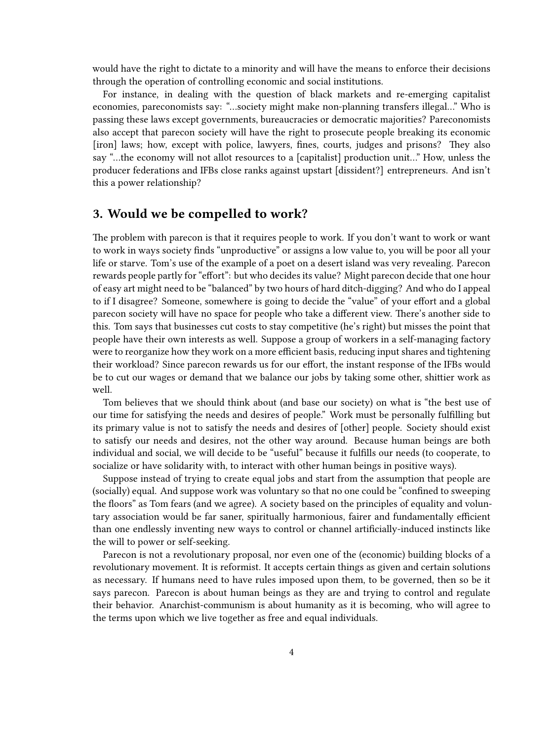would have the right to dictate to a minority and will have the means to enforce their decisions through the operation of controlling economic and social institutions.

For instance, in dealing with the question of black markets and re-emerging capitalist economies, pareconomists say: "…society might make non-planning transfers illegal…" Who is passing these laws except governments, bureaucracies or democratic majorities? Pareconomists also accept that parecon society will have the right to prosecute people breaking its economic [iron] laws; how, except with police, lawyers, fines, courts, judges and prisons? They also say "…the economy will not allot resources to a [capitalist] production unit…" How, unless the producer federations and IFBs close ranks against upstart [dissident?] entrepreneurs. And isn't this a power relationship?

## 3. Would we be compelled to work?

The problem with parecon is that it requires people to work. If you don't want to work or want to work in ways society finds "unproductive" or assigns a low value to, you will be poor all your life or starve. Tom's use of the example of a poet on a desert island was very revealing. Parecon rewards people partly for "effort": but who decides its value? Might parecon decide that one hour of easy art might need to be "balanced" by two hours of hard ditch-digging? And who do I appeal to if I disagree? Someone, somewhere is going to decide the "value" of your effort and a global parecon society will have no space for people who take a different view. There's another side to this. Tom says that businesses cut costs to stay competitive (he's right) but misses the point that people have their own interests as well. Suppose a group of workers in a self-managing factory were to reorganize how they work on a more efficient basis, reducing input shares and tightening their workload? Since parecon rewards us for our effort, the instant response of the IFBs would be to cut our wages or demand that we balance our jobs by taking some other, shittier work as well.

Tom believes that we should think about (and base our society) on what is "the best use of our time for satisfying the needs and desires of people." Work must be personally fulfilling but its primary value is not to satisfy the needs and desires of [other] people. Society should exist to satisfy our needs and desires, not the other way around. Because human beings are both individual and social, we will decide to be "useful" because it fulfills our needs (to cooperate, to socialize or have solidarity with, to interact with other human beings in positive ways).

Suppose instead of trying to create equal jobs and start from the assumption that people are (socially) equal. And suppose work was voluntary so that no one could be "confined to sweeping the floors" as Tom fears (and we agree). A society based on the principles of equality and voluntary association would be far saner, spiritually harmonious, fairer and fundamentally efficient than one endlessly inventing new ways to control or channel artificially-induced instincts like the will to power or self-seeking.

Parecon is not a revolutionary proposal, nor even one of the (economic) building blocks of a revolutionary movement. It is reformist. It accepts certain things as given and certain solutions as necessary. If humans need to have rules imposed upon them, to be governed, then so be it says parecon. Parecon is about human beings as they are and trying to control and regulate their behavior. Anarchist-communism is about humanity as it is becoming, who will agree to the terms upon which we live together as free and equal individuals.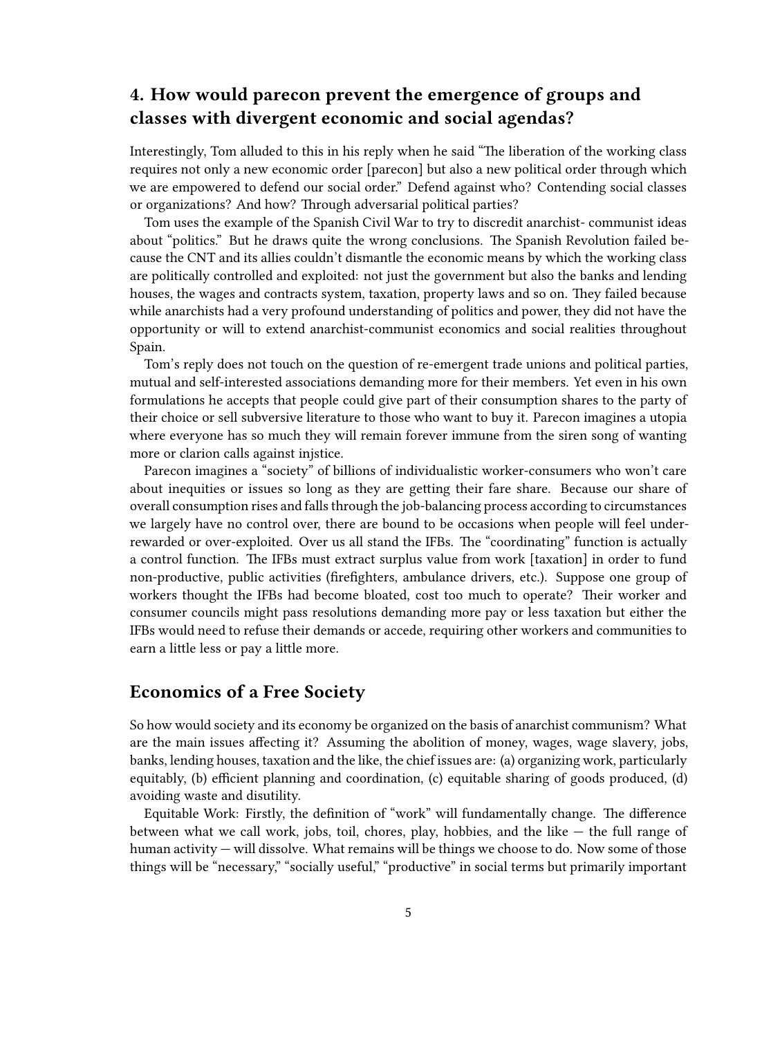## 4. How would parecon prevent the emergence of groups and classes with divergent economic and social agendas?

Interestingly, Tom alluded to this in his reply when he said "The liberation of the working class requires not only a new economic order [parecon] but also a new political order through which we are empowered to defend our social order." Defend against who? Contending social classes or organizations? And how? Through adversarial political parties?

Tom uses the example of the Spanish Civil War to try to discredit anarchist- communist ideas about "politics." But he draws quite the wrong conclusions. The Spanish Revolution failed because the CNT and its allies couldn't dismantle the economic means by which the working class are politically controlled and exploited: not just the government but also the banks and lending houses, the wages and contracts system, taxation, property laws and so on. They failed because while anarchists had a very profound understanding of politics and power, they did not have the opportunity or will to extend anarchist-communist economics and social realities throughout Spain.

Tom's reply does not touch on the question of re-emergent trade unions and political parties, mutual and self-interested associations demanding more for their members. Yet even in his own formulations he accepts that people could give part of their consumption shares to the party of their choice or sell subversive literature to those who want to buy it. Parecon imagines a utopia where everyone has so much they will remain forever immune from the siren song of wanting more or clarion calls against injstice.

Parecon imagines a "society" of billions of individualistic worker-consumers who won't care about inequities or issues so long as they are getting their fare share. Because our share of overall consumption rises and falls through the job-balancing process according to circumstances we largely have no control over, there are bound to be occasions when people will feel under-rewarded or over-exploited. Over us all stand the IFBs. The "coordinating" function is actually a control function. The IFBs must extract surplus value from work [taxation] in order to fund non-productive, public activities (firefighters, ambulance drivers, etc.). Suppose one group of workers thought the IFBs had become bloated, cost too much to operate? Their worker and consumer councils might pass resolutions demanding more pay or less taxation but either the IFBs would need to refuse their demands or accede, requiring other workers and communities to earn a little less or pay a little more.

## Economics of a Free Society

So how would society and its economy be organized on the basis of anarchist communism? What are the main issues affecting it? Assuming the abolition of money, wages, wage slavery, jobs, banks, lending houses, taxation and the like, the chief issues are: (a) organizing work, particularly equitably, (b) efficient planning and coordination, (c) equitable sharing of goods produced, (d) avoiding waste and disutility.

Equitable Work: Firstly, the definition of "work" will fundamentally change. The difference between what we call work, jobs, toil, chores, play, hobbies, and the like — the full range of human activity — will dissolve. What remains will be things we choose to do. Now some of those things will be "necessary," "socially useful," "productive" in social terms but primarily important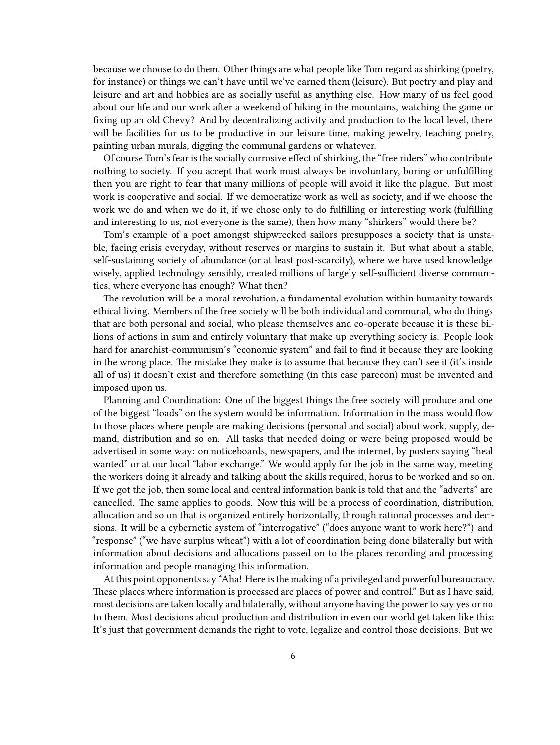because we choose to do them. Other things are what people like Tom regard as shirking (poetry, for instance) or things we can't have until we've earned them (leisure). But poetry and play and leisure and art and hobbies are as socially useful as anything else. How many of us feel good about our life and our work after a weekend of hiking in the mountains, watching the game or fixing up an old Chevy? And by decentralizing activity and production to the local level, there will be facilities for us to be productive in our leisure time, making jewelry, teaching poetry, painting urban murals, digging the communal gardens or whatever.

Of course Tom's fear is the socially corrosive effect of shirking, the "free riders" who contribute nothing to society. If you accept that work must always be involuntary, boring or unfulfilling then you are right to fear that many millions of people will avoid it like the plague. But most work is cooperative and social. If we democratize work as well as society, and if we choose the work we do and when we do it, if we chose only to do fulfilling or interesting work (fulfilling and interesting to us, not everyone is the same), then how many "shirkers" would there be?

Tom's example of a poet amongst shipwrecked sailors presupposes a society that is unstable, facing crisis everyday, without reserves or margins to sustain it. But what about a stable, self-sustaining society of abundance (or at least post-scarcity), where we have used knowledge wisely, applied technology sensibly, created millions of largely self-sufficient diverse communities, where everyone has enough? What then?

The revolution will be a moral revolution, a fundamental evolution within humanity towards ethical living. Members of the free society will be both individual and communal, who do things that are both personal and social, who please themselves and co-operate because it is these billions of actions in sum and entirely voluntary that make up everything society is. People look hard for anarchist-communism's "economic system" and fail to find it because they are looking in the wrong place. The mistake they make is to assume that because they can't see it (it's inside all of us) it doesn't exist and therefore something (in this case parecon) must be invented and imposed upon us.

Planning and Coordination: One of the biggest things the free society will produce and one of the biggest "loads" on the system would be information. Information in the mass would flow to those places where people are making decisions (personal and social) about work, supply, demand, distribution and so on. All tasks that needed doing or were being proposed would be advertised in some way: on noticeboards, newspapers, and the internet, by posters saying "heal wanted" or at our local "labor exchange." We would apply for the job in the same way, meeting the workers doing it already and talking about the skills required, horus to be worked and so on. If we got the job, then some local and central information bank is told that and the "adverts" are cancelled. The same applies to goods. Now this will be a process of coordination, distribution, allocation and so on that is organized entirely horizontally, through rational processes and decisions. It will be a cybernetic system of "interrogative" ("does anyone want to work here?") and "response" ("we have surplus wheat") with a lot of coordination being done bilaterally but with information about decisions and allocations passed on to the places recording and processing information and people managing this information.

At this point opponents say "Aha! Here is the making of a privileged and powerful bureaucracy. These places where information is processed are places of power and control." But as I have said, most decisions are taken locally and bilaterally, without anyone having the power to say yes or no to them. Most decisions about production and distribution in even our world get taken like this: It's just that government demands the right to vote, legalize and control those decisions. But we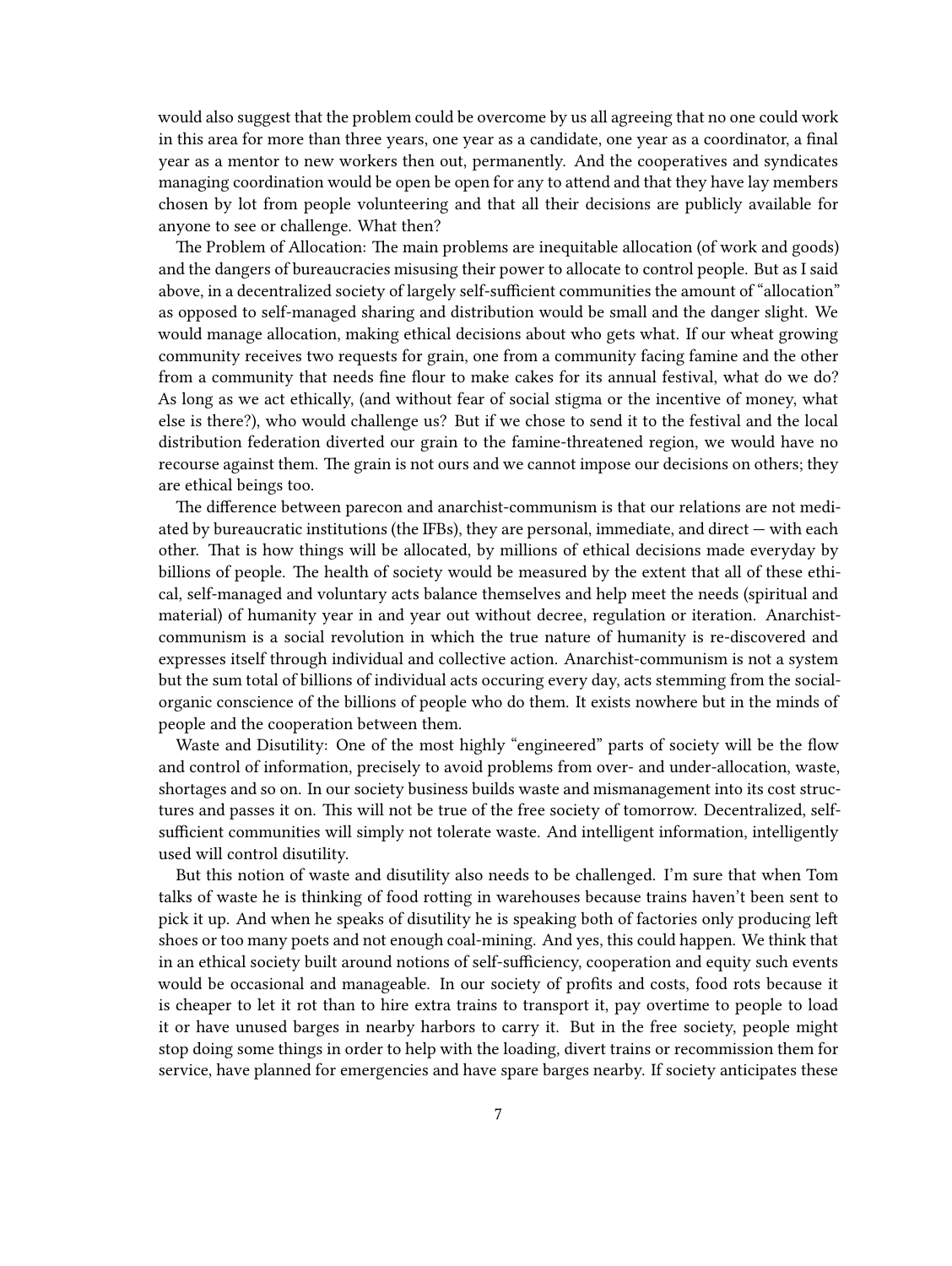would also suggest that the problem could be overcome by us all agreeing that no one could work in this area for more than three years, one year as a candidate, one year as a coordinator, a final year as a mentor to new workers then out, permanently. And the cooperatives and syndicates managing coordination would be open be open for any to attend and that they have lay members chosen by lot from people volunteering and that all their decisions are publicly available for anyone to see or challenge. What then?

The Problem of Allocation: The main problems are inequitable allocation (of work and goods) and the dangers of bureaucracies misusing their power to allocate to control people. But as I said above, in a decentralized society of largely self-sufficient communities the amount of "allocation" as opposed to self-managed sharing and distribution would be small and the danger slight. We would manage allocation, making ethical decisions about who gets what. If our wheat growing community receives two requests for grain, one from a community facing famine and the other from a community that needs fine flour to make cakes for its annual festival, what do we do? As long as we act ethically, (and without fear of social stigma or the incentive of money, what else is there?), who would challenge us? But if we chose to send it to the festival and the local distribution federation diverted our grain to the famine-threatened region, we would have no recourse against them. The grain is not ours and we cannot impose our decisions on others; they are ethical beings too.

The difference between parecon and anarchist-communism is that our relations are not mediated by bureaucratic institutions (the IFBs), they are personal, immediate, and direct — with each other. That is how things will be allocated, by millions of ethical decisions made everyday by billions of people. The health of society would be measured by the extent that all of these ethical, self-managed and voluntary acts balance themselves and help meet the needs (spiritual and material) of humanity year in and year out without decree, regulation or iteration. Anarchist-communism is a social revolution in which the true nature of humanity is re-discovered and expresses itself through individual and collective action. Anarchist-communism is not a system but the sum total of billions of individual acts occuring every day, acts stemming from the social-organic conscience of the billions of people who do them. It exists nowhere but in the minds of people and the cooperation between them.

Waste and Disutility: One of the most highly "engineered" parts of society will be the flow and control of information, precisely to avoid problems from over- and under-allocation, waste, shortages and so on. In our society business builds waste and mismanagement into its cost structures and passes it on. This will not be true of the free society of tomorrow. Decentralized, self-sufficient communities will simply not tolerate waste. And intelligent information, intelligently used will control disutility.

But this notion of waste and disutility also needs to be challenged. I'm sure that when Tom talks of waste he is thinking of food rotting in warehouses because trains haven't been sent to pick it up. And when he speaks of disutility he is speaking both of factories only producing left shoes or too many poets and not enough coal-mining. And yes, this could happen. We think that in an ethical society built around notions of self-sufficiency, cooperation and equity such events would be occasional and manageable. In our society of profits and costs, food rots because it is cheaper to let it rot than to hire extra trains to transport it, pay overtime to people to load it or have unused barges in nearby harbors to carry it. But in the free society, people might stop doing some things in order to help with the loading, divert trains or recommission them for service, have planned for emergencies and have spare barges nearby. If society anticipates these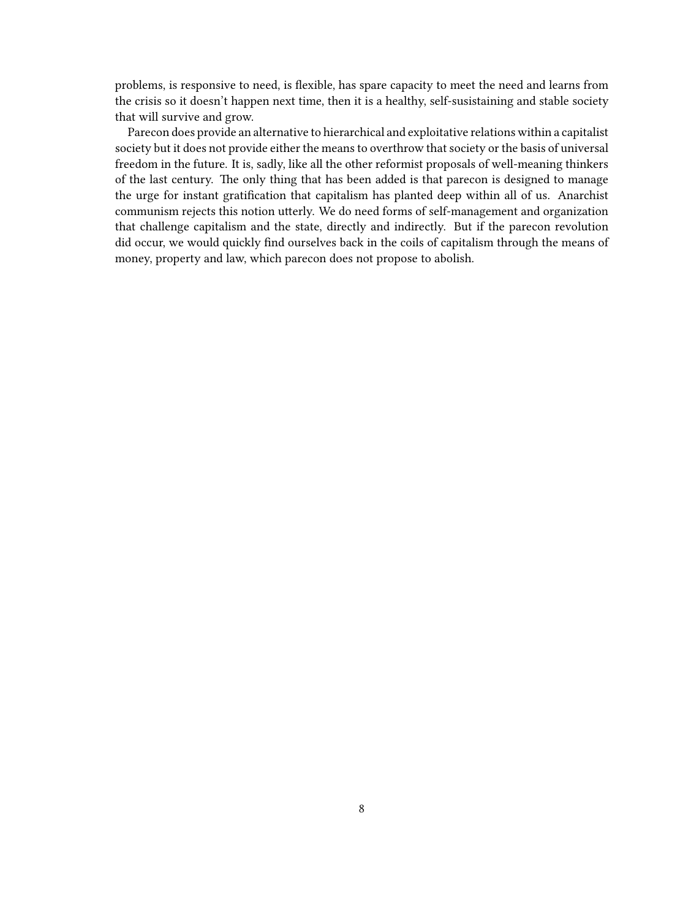problems, is responsive to need, is flexible, has spare capacity to meet the need and learns from the crisis so it doesn't happen next time, then it is a healthy, self-susistaining and stable society that will survive and grow.

Parecon does provide an alternative to hierarchical and exploitative relations within a capitalist society but it does not provide either the means to overthrow that society or the basis of universal freedom in the future. It is, sadly, like all the other reformist proposals of well-meaning thinkers of the last century. The only thing that has been added is that parecon is designed to manage the urge for instant gratification that capitalism has planted deep within all of us. Anarchist communism rejects this notion utterly. We do need forms of self-management and organization that challenge capitalism and the state, directly and indirectly. But if the parecon revolution did occur, we would quickly find ourselves back in the coils of capitalism through the means of money, property and law, which parecon does not propose to abolish.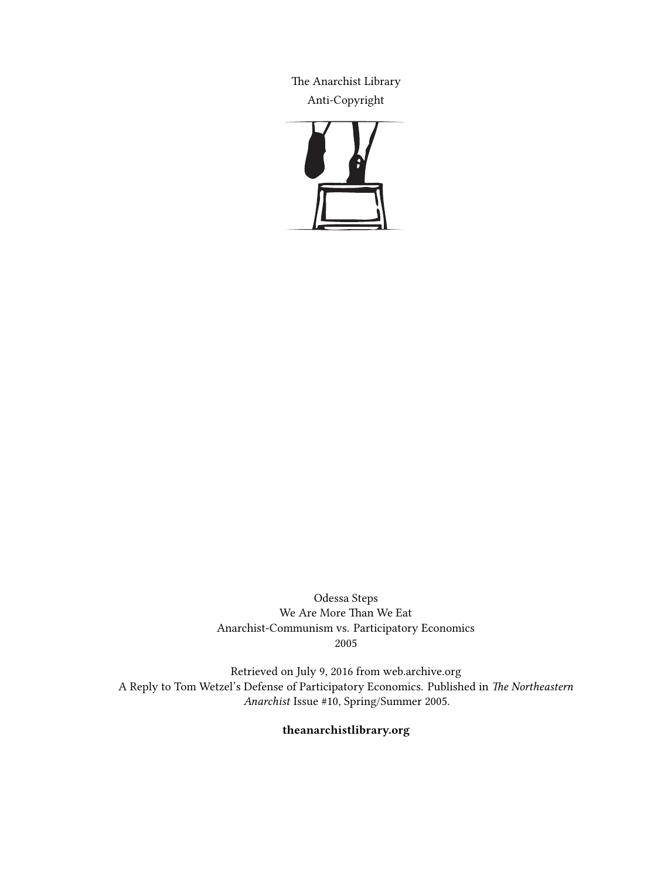The Anarchist Library
Anti-Copyright

Odessa Steps
We Are More Than We Eat
Anarchist-Communism vs. Participatory Economics
2005

Retrieved on July 9, 2016 from web.archive.org
A Reply to Tom Wetzel's Defense of Participatory Economics. Published in *The Northeastern Anarchist* Issue #10, Spring/Summer 2005.

**theanarchistlibrary.org**